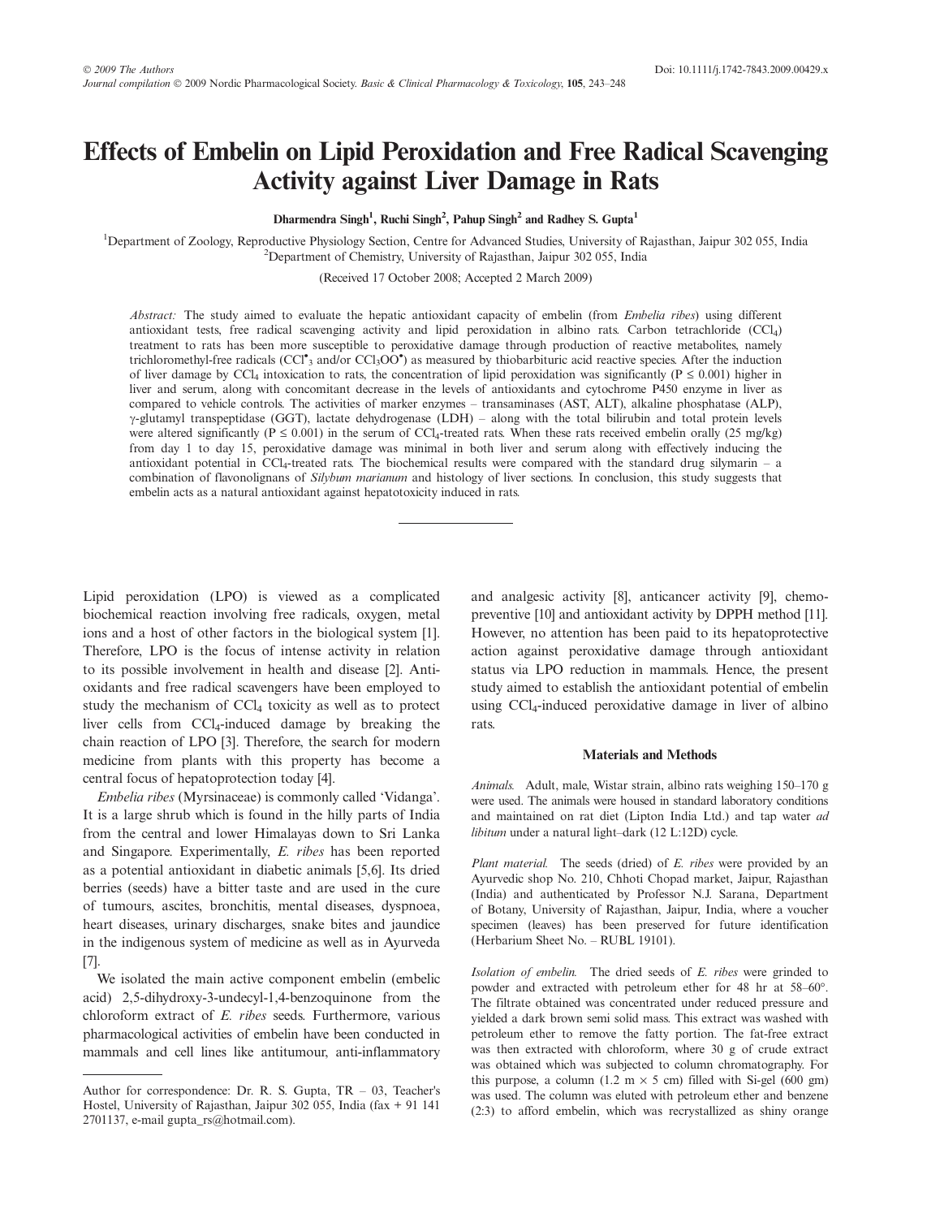# Effects of Embelin on Lipid Peroxidation and Free Radical Scavenging Activity against Liver Damage in Rats

**Dharmendra Singh[1], Ruchi Singh[2], Pahup Singh[2] and Radhey S. Gupta[1]**

[1]Department of Zoology, Reproductive Physiology Section, Centre for Advanced Studies, University of Rajasthan, Jaipur 302 055, India
[2]Department of Chemistry, University of Rajasthan, Jaipur 302 055, India

(Received 17 October 2008; Accepted 2 March 2009)

*Abstract:* The study aimed to evaluate the hepatic antioxidant capacity of embelin (from *Embelia ribes*) using different antioxidant tests, free radical scavenging activity and lipid peroxidation in albino rats. Carbon tetrachloride ($CCl_4$) treatment to rats has been more susceptible to peroxidative damage through production of reactive metabolites, namely trichloromethyl-free radicals ($CCl^{\bullet}_3$ and/or $CCl_3OO^{\bullet}$) as measured by thiobarbituric acid reactive species. After the induction of liver damage by $CCl_4$ intoxication to rats, the concentration of lipid peroxidation was significantly ($P \leq 0.001$) higher in liver and serum, along with concomitant decrease in the levels of antioxidants and cytochrome P450 enzyme in liver as compared to vehicle controls. The activities of marker enzymes – transaminases (AST, ALT), alkaline phosphatase (ALP), γ-glutamyl transpeptidase (GGT), lactate dehydrogenase (LDH) – along with the total bilirubin and total protein levels were altered significantly ($P \leq 0.001$) in the serum of $CCl_4$-treated rats. When these rats received embelin orally (25 mg/kg) from day 1 to day 15, peroxidative damage was minimal in both liver and serum along with effectively inducing the antioxidant potential in $CCl_4$-treated rats. The biochemical results were compared with the standard drug silymarin – a combination of flavonolignans of *Silybum marianum* and histology of liver sections. In conclusion, this study suggests that embelin acts as a natural antioxidant against hepatotoxicity induced in rats.

---

Lipid peroxidation (LPO) is viewed as a complicated biochemical reaction involving free radicals, oxygen, metal ions and a host of other factors in the biological system [1]. Therefore, LPO is the focus of intense activity in relation to its possible involvement in health and disease [2]. Antioxidants and free radical scavengers have been employed to study the mechanism of $CCl_4$ toxicity as well as to protect liver cells from $CCl_4$-induced damage by breaking the chain reaction of LPO [3]. Therefore, the search for modern medicine from plants with this property has become a central focus of hepatoprotection today [4].

*Embelia ribes* (Myrsinaceae) is commonly called 'Vidanga'. It is a large shrub which is found in the hilly parts of India from the central and lower Himalayas down to Sri Lanka and Singapore. Experimentally, *E. ribes* has been reported as a potential antioxidant in diabetic animals [5,6]. Its dried berries (seeds) have a bitter taste and are used in the cure of tumours, ascites, bronchitis, mental diseases, dyspnoea, heart diseases, urinary discharges, snake bites and jaundice in the indigenous system of medicine as well as in Ayurveda [7].

We isolated the main active component embelin (embelic acid) 2,5-dihydroxy-3-undecyl-1,4-benzoquinone from the chloroform extract of *E. ribes* seeds. Furthermore, various pharmacological activities of embelin have been conducted in mammals and cell lines like antitumour, anti-inflammatory and analgesic activity [8], anticancer activity [9], chemopreventive [10] and antioxidant activity by DPPH method [11]. However, no attention has been paid to its hepatoprotective action against peroxidative damage through antioxidant status via LPO reduction in mammals. Hence, the present study aimed to establish the antioxidant potential of embelin using $CCl_4$-induced peroxidative damage in liver of albino rats.

## Materials and Methods

*Animals.* Adult, male, Wistar strain, albino rats weighing 150–170 g were used. The animals were housed in standard laboratory conditions and maintained on rat diet (Lipton India Ltd.) and tap water *ad libitum* under a natural light–dark (12 L:12D) cycle.

*Plant material.* The seeds (dried) of *E. ribes* were provided by an Ayurvedic shop No. 210, Chhoti Chopad market, Jaipur, Rajasthan (India) and authenticated by Professor N.J. Sarana, Department of Botany, University of Rajasthan, Jaipur, India, where a voucher specimen (leaves) has been preserved for future identification (Herbarium Sheet No. – RUBL 19101).

*Isolation of embelin.* The dried seeds of *E. ribes* were grinded to powder and extracted with petroleum ether for 48 hr at 58–60°. The filtrate obtained was concentrated under reduced pressure and yielded a dark brown semi solid mass. This extract was washed with petroleum ether to remove the fatty portion. The fat-free extract was then extracted with chloroform, where 30 g of crude extract was obtained which was subjected to column chromatography. For this purpose, a column (1.2 m × 5 cm) filled with Si-gel (600 gm) was used. The column was eluted with petroleum ether and benzene (2:3) to afford embelin, which was recrystallized as shiny orange

---

Author for correspondence: Dr. R. S. Gupta, TR – 03, Teacher's Hostel, University of Rajasthan, Jaipur 302 055, India (fax + 91 141 2701137, e-mail gupta_rs@hotmail.com).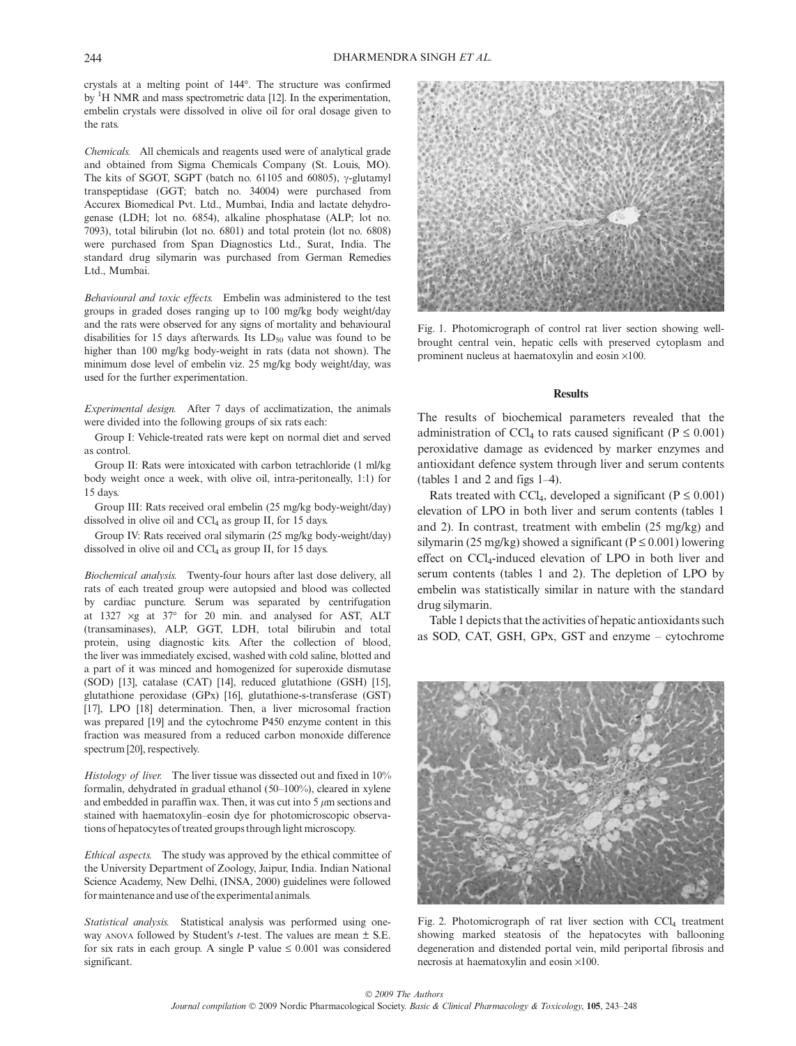crystals at a melting point of 144°. The structure was confirmed by $^1H$ NMR and mass spectrometric data [12]. In the experimentation, embelin crystals were dissolved in olive oil for oral dosage given to the rats.

*Chemicals.* All chemicals and reagents used were of analytical grade and obtained from Sigma Chemicals Company (St. Louis, MO). The kits of SGOT, SGPT (batch no. 61105 and 60805), γ-glutamyl transpeptidase (GGT; batch no. 34004) were purchased from Accurex Biomedical Pvt. Ltd., Mumbai, India and lactate dehydrogenase (LDH; lot no. 6854), alkaline phosphatase (ALP; lot no. 7093), total bilirubin (lot no. 6801) and total protein (lot no. 6808) were purchased from Span Diagnostics Ltd., Surat, India. The standard drug silymarin was purchased from German Remedies Ltd., Mumbai.

*Behavioural and toxic effects.* Embelin was administered to the test groups in graded doses ranging up to 100 mg/kg body weight/day and the rats were observed for any signs of mortality and behavioural disabilities for 15 days afterwards. Its $LD_{50}$ value was found to be higher than 100 mg/kg body-weight in rats (data not shown). The minimum dose level of embelin viz. 25 mg/kg body weight/day, was used for the further experimentation.

*Experimental design.* After 7 days of acclimatization, the animals were divided into the following groups of six rats each:

Group I: Vehicle-treated rats were kept on normal diet and served as control.

Group II: Rats were intoxicated with carbon tetrachloride (1 ml/kg body weight once a week, with olive oil, intra-peritoneally, 1:1) for 15 days.

Group III: Rats received oral embelin (25 mg/kg body-weight/day) dissolved in olive oil and $CCl_4$ as group II, for 15 days.

Group IV: Rats received oral silymarin (25 mg/kg body-weight/day) dissolved in olive oil and $CCl_4$ as group II, for 15 days.

*Biochemical analysis.* Twenty-four hours after last dose delivery, all rats of each treated group were autopsied and blood was collected by cardiac puncture. Serum was separated by centrifugation at 1327 ×g at 37° for 20 min. and analysed for AST, ALT (transaminases), ALP, GGT, LDH, total bilirubin and total protein, using diagnostic kits. After the collection of blood, the liver was immediately excised, washed with cold saline, blotted and a part of it was minced and homogenized for superoxide dismutase (SOD) [13], catalase (CAT) [14], reduced glutathione (GSH) [15], glutathione peroxidase (GPx) [16], glutathione-s-transferase (GST) [17], LPO [18] determination. Then, a liver microsomal fraction was prepared [19] and the cytochrome P450 enzyme content in this fraction was measured from a reduced carbon monoxide difference spectrum [20], respectively.

*Histology of liver.* The liver tissue was dissected out and fixed in 10% formalin, dehydrated in gradual ethanol (50–100%), cleared in xylene and embedded in paraffin wax. Then, it was cut into 5 μm sections and stained with haematoxylin–eosin dye for photomicroscopic observations of hepatocytes of treated groups through light microscopy.

*Ethical aspects.* The study was approved by the ethical committee of the University Department of Zoology, Jaipur, India. Indian National Science Academy, New Delhi, (INSA, 2000) guidelines were followed for maintenance and use of the experimental animals.

*Statistical analysis.* Statistical analysis was performed using one-way ANOVA followed by Student's *t*-test. The values are mean ± S.E. for six rats in each group. A single P value ≤ 0.001 was considered significant.

Fig. 1. Photomicrograph of control rat liver section showing well-brought central vein, hepatic cells with preserved cytoplasm and prominent nucleus at haematoxylin and eosin ×100.

## Results

The results of biochemical parameters revealed that the administration of $CCl_4$ to rats caused significant ($P \leq 0.001$) peroxidative damage as evidenced by marker enzymes and antioxidant defence system through liver and serum contents (tables 1 and 2 and figs 1–4).

Rats treated with $CCl_4$, developed a significant ($P \leq 0.001$) elevation of LPO in both liver and serum contents (tables 1 and 2). In contrast, treatment with embelin (25 mg/kg) and silymarin (25 mg/kg) showed a significant ($P \leq 0.001$) lowering effect on $CCl_4$-induced elevation of LPO in both liver and serum contents (tables 1 and 2). The depletion of LPO by embelin was statistically similar in nature with the standard drug silymarin.

Table 1 depicts that the activities of hepatic antioxidants such as SOD, CAT, GSH, GPx, GST and enzyme – cytochrome

Fig. 2. Photomicrograph of rat liver section with $CCl_4$ treatment showing marked steatosis of the hepatocytes with ballooning degeneration and distended portal vein, mild periportal fibrosis and necrosis at haematoxylin and eosin ×100.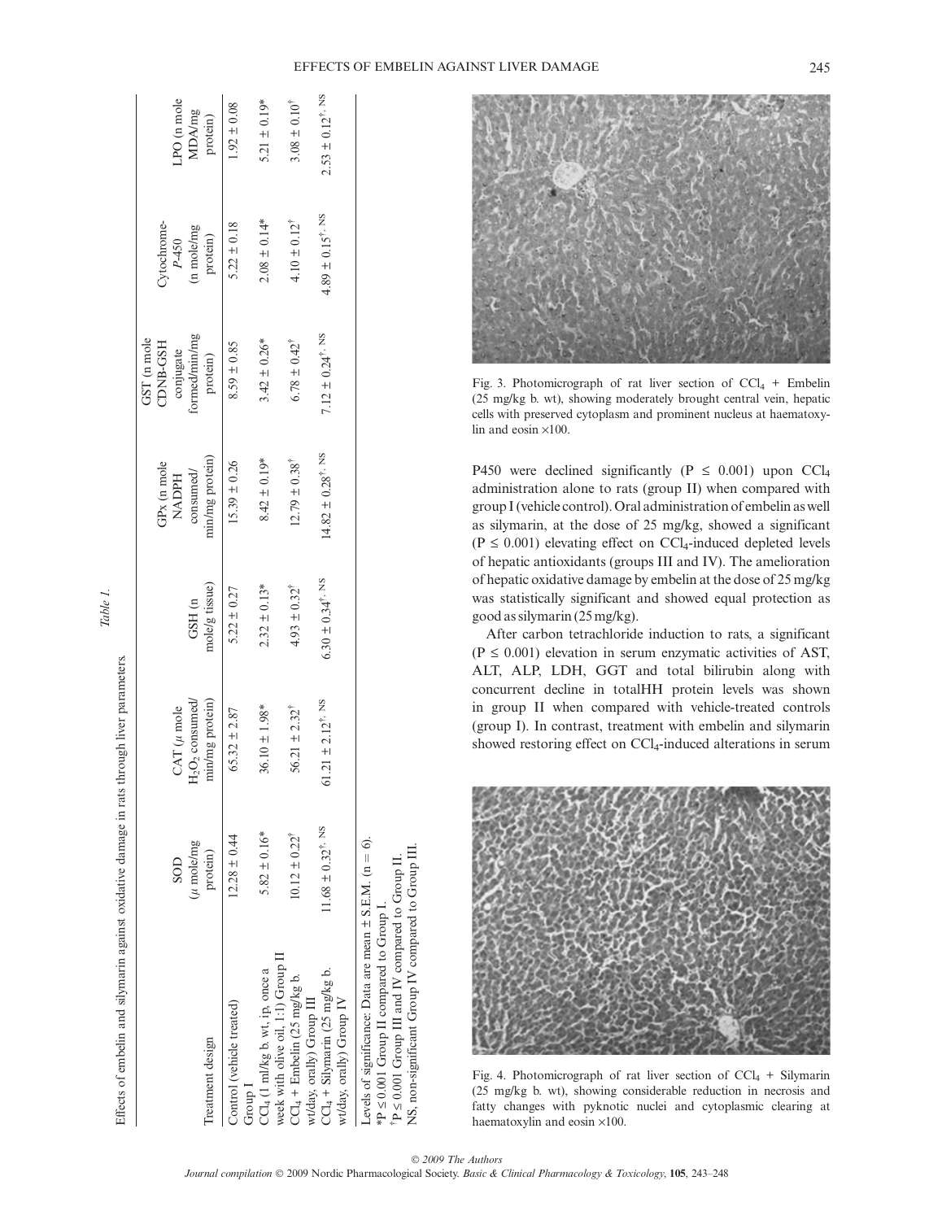*Table 1.*

Effects of embelin and silymarin against oxidative damage in rats through liver parameters.

| Treatment design | SOD ($\mu$ mole/mg protein) | CAT ($\mu$ mole $H_2O_2$ consumed/min/mg protein) | GSH (n mole/g tissue) | GPx (n mole NADPH consumed/min/mg protein) | GST (n mole CDNB-GSH conjugate formed/min/mg protein) | Cytochrome-*P*-450 (n mole/mg protein) | LPO (n mole MDA/mg protein) |
|---|---|---|---|---|---|---|---|
| Control (vehicle treated) Group I | 12.28 ± 0.44 | 65.32 ± 2.87 | 5.22 ± 0.27 | 15.39 ± 0.26 | 8.59 ± 0.85 | 5.22 ± 0.18 | 1.92 ± 0.08 |
| $CCl_4$ (1 ml/kg b. wt, ip, once a week with olive oil, 1:1) Group II | 5.82 ± 0.16* | 36.10 ± 1.98* | 2.32 ± 0.13* | 8.42 ± 0.19* | 3.42 ± 0.26* | 2.08 ± 0.14* | 5.21 ± 0.19* |
| $CCl_4$ + Embelin (25 mg/kg b. wt/day, orally) Group III | 10.12 ± 0.22† | 56.21 ± 2.32† | 4.93 ± 0.32† | 12.79 ± 0.38† | 6.78 ± 0.42† | 4.10 ± 0.12† | 3.08 ± 0.10† |
| $CCl_4$ + Silymarin (25 mg/kg b. wt/day, orally) Group IV | 11.68 ± 0.32†, NS | 61.21 ± 2.12†, NS | 6.30 ± 0.34†, NS | 14.82 ± 0.28†, NS | 7.12 ± 0.24†, NS | 4.89 ± 0.15†, NS | 2.53 ± 0.12†, NS |

Levels of significance: Data are mean ± S.E.M. (n = 6).
*P ≤ 0.001 Group II compared to Group I.
†P ≤ 0.001 Group III and IV compared to Group II.
NS, non-significant Group IV compared to Group III.

Fig. 3. Photomicrograph of rat liver section of $CCl_4$ + Embelin (25 mg/kg b. wt), showing moderately brought central vein, hepatic cells with preserved cytoplasm and prominent nucleus at haematoxylin and eosin ×100.

P450 were declined significantly (P ≤ 0.001) upon $CCl_4$ administration alone to rats (group II) when compared with group I (vehicle control). Oral administration of embelin as well as silymarin, at the dose of 25 mg/kg, showed a significant (P ≤ 0.001) elevating effect on $CCl_4$-induced depleted levels of hepatic antioxidants (groups III and IV). The amelioration of hepatic oxidative damage by embelin at the dose of 25 mg/kg was statistically significant and showed equal protection as good as silymarin (25 mg/kg).

After carbon tetrachloride induction to rats, a significant (P ≤ 0.001) elevation in serum enzymatic activities of AST, ALT, ALP, LDH, GGT and total bilirubin along with concurrent decline in totalHH protein levels was shown in group II when compared with vehicle-treated controls (group I). In contrast, treatment with embelin and silymarin showed restoring effect on $CCl_4$-induced alterations in serum

Fig. 4. Photomicrograph of rat liver section of $CCl_4$ + Silymarin (25 mg/kg b. wt), showing considerable reduction in necrosis and fatty changes with pyknotic nuclei and cytoplasmic clearing at haematoxylin and eosin ×100.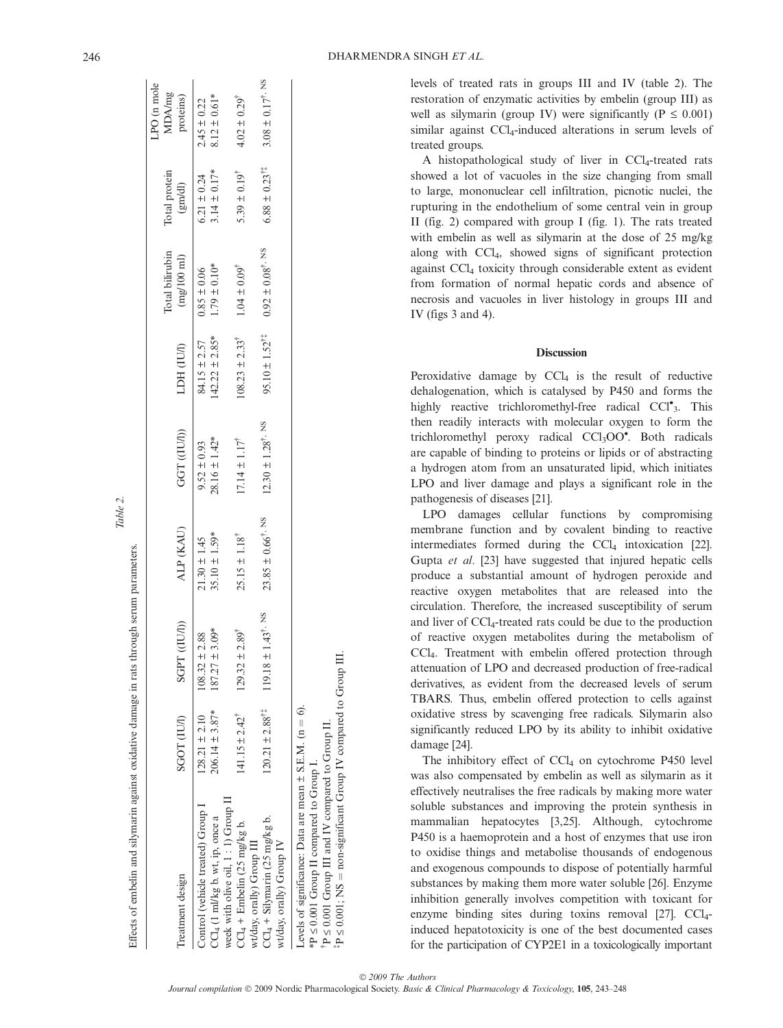Table 2.

Effects of embelin and silymarin against oxidative damage in rats through serum parameters.

| Treatment design | SGOT (IU/l) | SGPT ((IU/l)) | ALP (KAU) | GGT ((IU/l)) | LDH (IU/l) | Total bilirubin (mg/100 ml) | Total protein (gm/dl) | LPO (n mole MDA/mg proteins) |
|---|---|---|---|---|---|---|---|---|
| Control (vehicle treated) Group I | 128.21 ± 2.10 | 108.32 ± 2.88 | 21.30 ± 1.45 | 9.52 ± 0.93 | 84.15 ± 2.57 | 0.85 ± 0.06 | 6.21 ± 0.24 | 2.45 ± 0.22 |
| $CCl_4$ (1 ml/kg b. wt, ip, once a week with olive oil, 1 : 1) Group II | 206.14 ± 3.87* | 187.27 ± 3.09* | 35.10 ± 1.59* | 28.16 ± 1.42* | 142.22 ± 2.85* | 1.79 ± 0.10* | 3.14 ± 0.17* | 8.12 ± 0.61* |
| $CCl_4$ + Embelin (25 mg/kg b. wt/day, orally) Group III | 141.15 ± 2.42† | 129.32 ± 2.89† | 25.15 ± 1.18† | 17.14 ± 1.17† | 108.23 ± 2.33† | 1.04 ± 0.09† | 5.39 ± 0.19† | 4.02 ± 0.29† |
| $CCl_4$ + Silymarin (25 mg/kg b. wt/day, orally) Group IV | 120.21 ± 2.88†‡ | 119.18 ± 1.43†, NS | 23.85 ± 0.66†, NS | 12.30 ± 1.28†, NS | 95.10 ± 1.52†‡ | 0.92 ± 0.08†, NS | 6.88 ± 0.23†‡ | 3.08 ± 0.17†, NS |

Levels of significance: Data are mean ± S.E.M. (n = 6).
*P ≤ 0.001 Group II compared to Group I.
†P ≤ 0.001 Group III and IV compared to Group II.
‡P ≤ 0.001; NS = non-significant Group IV compared to Group III.

levels of treated rats in groups III and IV (table 2). The restoration of enzymatic activities by embelin (group III) as well as silymarin (group IV) were significantly ($P \leq 0.001$) similar against $CCl_4$-induced alterations in serum levels of treated groups.

A histopathological study of liver in $CCl_4$-treated rats showed a lot of vacuoles in the size changing from small to large, mononuclear cell infiltration, picnotic nuclei, the rupturing in the endothelium of some central vein in group II (fig. 2) compared with group I (fig. 1). The rats treated with embelin as well as silymarin at the dose of 25 mg/kg along with $CCl_4$, showed signs of significant protection against $CCl_4$ toxicity through considerable extent as evident from formation of normal hepatic cords and absence of necrosis and vacuoles in liver histology in groups III and IV (figs 3 and 4).

## Discussion

Peroxidative damage by $CCl_4$ is the result of reductive dehalogenation, which is catalysed by P450 and forms the highly reactive trichloromethyl-free radical $CCl^{\bullet}_3$. This then readily interacts with molecular oxygen to form the trichloromethyl peroxy radical $CCl_3OO^{\bullet}$. Both radicals are capable of binding to proteins or lipids or of abstracting a hydrogen atom from an unsaturated lipid, which initiates LPO and liver damage and plays a significant role in the pathogenesis of diseases [21].

LPO damages cellular functions by compromising membrane function and by covalent binding to reactive intermediates formed during the $CCl_4$ intoxication [22]. Gupta *et al*. [23] have suggested that injured hepatic cells produce a substantial amount of hydrogen peroxide and reactive oxygen metabolites that are released into the circulation. Therefore, the increased susceptibility of serum and liver of $CCl_4$-treated rats could be due to the production of reactive oxygen metabolites during the metabolism of $CCl_4$. Treatment with embelin offered protection through attenuation of LPO and decreased production of free-radical derivatives, as evident from the decreased levels of serum TBARS. Thus, embelin offered protection to cells against oxidative stress by scavenging free radicals. Silymarin also significantly reduced LPO by its ability to inhibit oxidative damage [24].

The inhibitory effect of $CCl_4$ on cytochrome P450 level was also compensated by embelin as well as silymarin as it effectively neutralises the free radicals by making more water soluble substances and improving the protein synthesis in mammalian hepatocytes [3,25]. Although, cytochrome P450 is a haemoprotein and a host of enzymes that use iron to oxidise things and metabolise thousands of endogenous and exogenous compounds to dispose of potentially harmful substances by making them more water soluble [26]. Enzyme inhibition generally involves competition with toxicant for enzyme binding sites during toxins removal [27]. $CCl_4$-induced hepatotoxicity is one of the best documented cases for the participation of CYP2E1 in a toxicologically important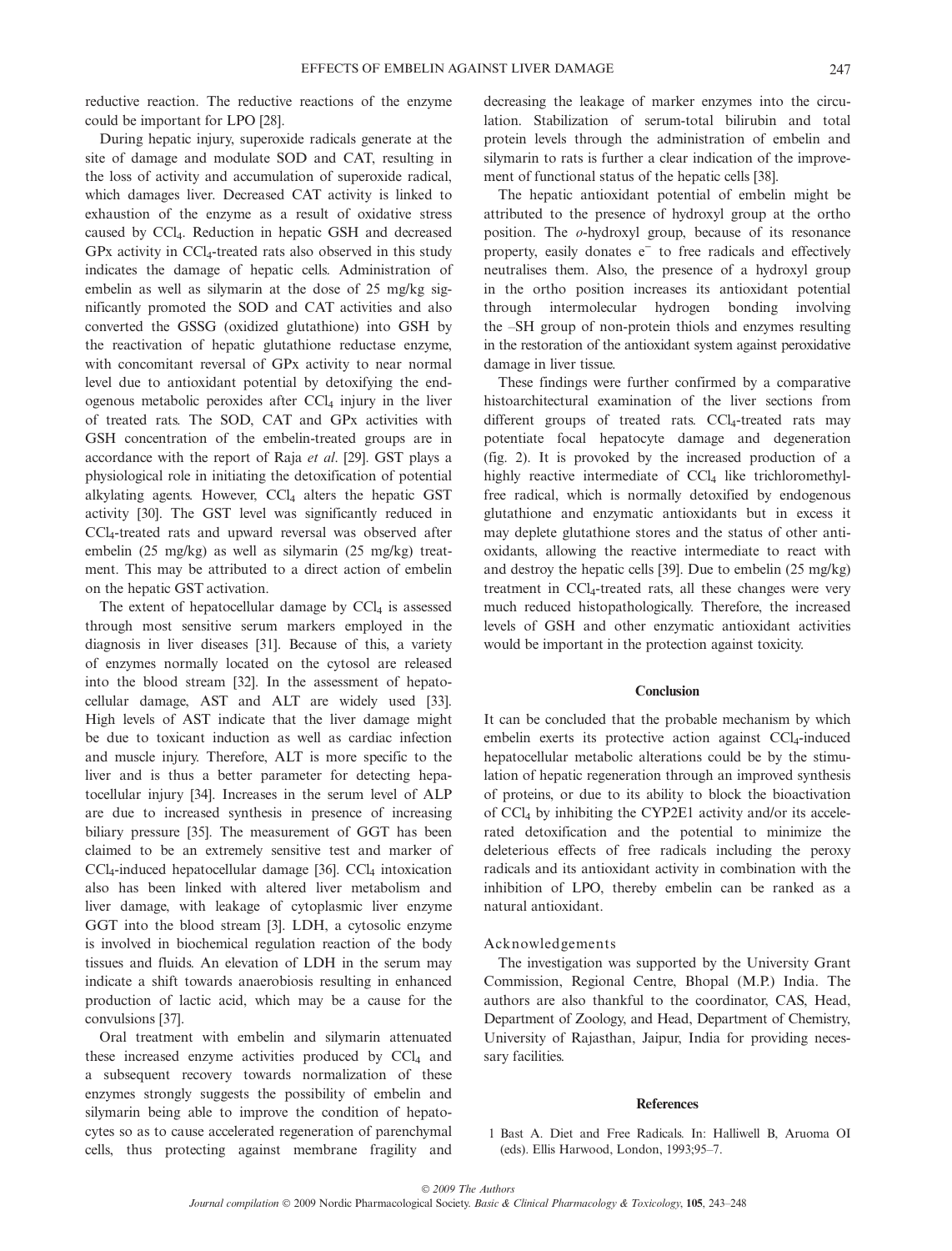reductive reaction. The reductive reactions of the enzyme could be important for LPO [28].

During hepatic injury, superoxide radicals generate at the site of damage and modulate SOD and CAT, resulting in the loss of activity and accumulation of superoxide radical, which damages liver. Decreased CAT activity is linked to exhaustion of the enzyme as a result of oxidative stress caused by $CCl_4$. Reduction in hepatic GSH and decreased GPx activity in $CCl_4$-treated rats also observed in this study indicates the damage of hepatic cells. Administration of embelin as well as silymarin at the dose of 25 mg/kg significantly promoted the SOD and CAT activities and also converted the GSSG (oxidized glutathione) into GSH by the reactivation of hepatic glutathione reductase enzyme, with concomitant reversal of GPx activity to near normal level due to antioxidant potential by detoxifying the endogenous metabolic peroxides after $CCl_4$ injury in the liver of treated rats. The SOD, CAT and GPx activities with GSH concentration of the embelin-treated groups are in accordance with the report of Raja *et al*. [29]. GST plays a physiological role in initiating the detoxification of potential alkylating agents. However, $CCl_4$ alters the hepatic GST activity [30]. The GST level was significantly reduced in $CCl_4$-treated rats and upward reversal was observed after embelin (25 mg/kg) as well as silymarin (25 mg/kg) treatment. This may be attributed to a direct action of embelin on the hepatic GST activation.

The extent of hepatocellular damage by $CCl_4$ is assessed through most sensitive serum markers employed in the diagnosis in liver diseases [31]. Because of this, a variety of enzymes normally located on the cytosol are released into the blood stream [32]. In the assessment of hepatocellular damage, AST and ALT are widely used [33]. High levels of AST indicate that the liver damage might be due to toxicant induction as well as cardiac infection and muscle injury. Therefore, ALT is more specific to the liver and is thus a better parameter for detecting hepatocellular injury [34]. Increases in the serum level of ALP are due to increased synthesis in presence of increasing biliary pressure [35]. The measurement of GGT has been claimed to be an extremely sensitive test and marker of $CCl_4$-induced hepatocellular damage [36]. $CCl_4$ intoxication also has been linked with altered liver metabolism and liver damage, with leakage of cytoplasmic liver enzyme GGT into the blood stream [3]. LDH, a cytosolic enzyme is involved in biochemical regulation reaction of the body tissues and fluids. An elevation of LDH in the serum may indicate a shift towards anaerobiosis resulting in enhanced production of lactic acid, which may be a cause for the convulsions [37].

Oral treatment with embelin and silymarin attenuated these increased enzyme activities produced by $CCl_4$ and a subsequent recovery towards normalization of these enzymes strongly suggests the possibility of embelin and silymarin being able to improve the condition of hepatocytes so as to cause accelerated regeneration of parenchymal cells, thus protecting against membrane fragility and decreasing the leakage of marker enzymes into the circulation. Stabilization of serum-total bilirubin and total protein levels through the administration of embelin and silymarin to rats is further a clear indication of the improvement of functional status of the hepatic cells [38].

The hepatic antioxidant potential of embelin might be attributed to the presence of hydroxyl group at the ortho position. The *o*-hydroxyl group, because of its resonance property, easily donates $e^-$ to free radicals and effectively neutralises them. Also, the presence of a hydroxyl group in the ortho position increases its antioxidant potential through intermolecular hydrogen bonding involving the –SH group of non-protein thiols and enzymes resulting in the restoration of the antioxidant system against peroxidative damage in liver tissue.

These findings were further confirmed by a comparative histoarchitectural examination of the liver sections from different groups of treated rats. $CCl_4$-treated rats may potentiate focal hepatocyte damage and degeneration (fig. 2). It is provoked by the increased production of a highly reactive intermediate of $CCl_4$ like trichloromethyl-free radical, which is normally detoxified by endogenous glutathione and enzymatic antioxidants but in excess it may deplete glutathione stores and the status of other antioxidants, allowing the reactive intermediate to react with and destroy the hepatic cells [39]. Due to embelin (25 mg/kg) treatment in $CCl_4$-treated rats, all these changes were very much reduced histopathologically. Therefore, the increased levels of GSH and other enzymatic antioxidant activities would be important in the protection against toxicity.

## Conclusion

It can be concluded that the probable mechanism by which embelin exerts its protective action against $CCl_4$-induced hepatocellular metabolic alterations could be by the stimulation of hepatic regeneration through an improved synthesis of proteins, or due to its ability to block the bioactivation of $CCl_4$ by inhibiting the CYP2E1 activity and/or its accelerated detoxification and the potential to minimize the deleterious effects of free radicals including the peroxy radicals and its antioxidant activity in combination with the inhibition of LPO, thereby embelin can be ranked as a natural antioxidant.

### Acknowledgements

The investigation was supported by the University Grant Commission, Regional Centre, Bhopal (M.P.) India. The authors are also thankful to the coordinator, CAS, Head, Department of Zoology, and Head, Department of Chemistry, University of Rajasthan, Jaipur, India for providing necessary facilities.

## References

1 Bast A. Diet and Free Radicals. In: Halliwell B, Aruoma OI (eds). Ellis Harwood, London, 1993;95–7.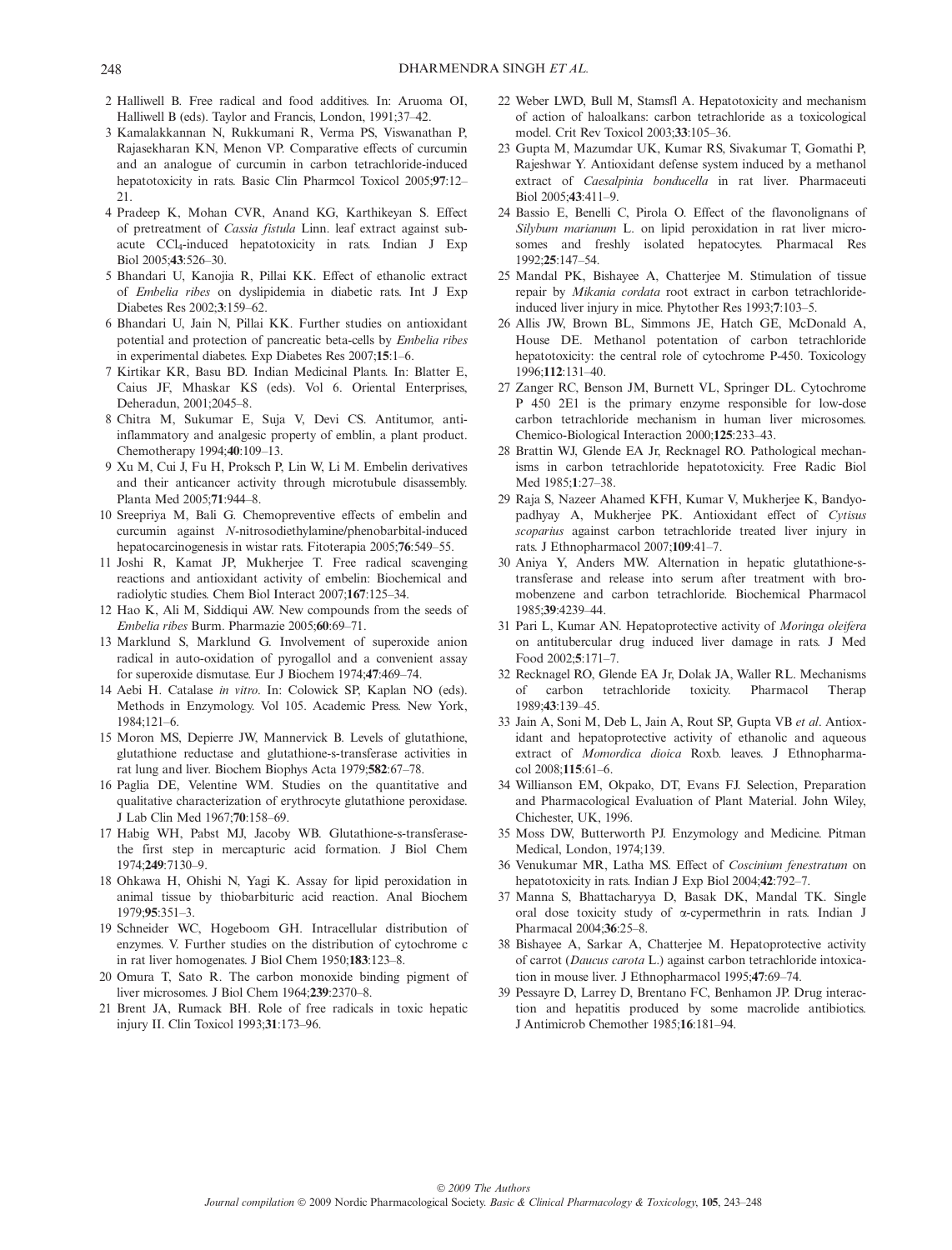2 Halliwell B. Free radical and food additives. In: Aruoma OI, Halliwell B (eds). Taylor and Francis, London, 1991;37–42.

3 Kamalakkannan N, Rukkumani R, Verma PS, Viswanathan P, Rajasekharan KN, Menon VP. Comparative effects of curcumin and an analogue of curcumin in carbon tetrachloride-induced hepatotoxicity in rats. Basic Clin Pharmcol Toxicol 2005;**97**:12–21.

4 Pradeep K, Mohan CVR, Anand KG, Karthikeyan S. Effect of pretreatment of *Cassia fistula* Linn. leaf extract against subacute $CCl_4$-induced hepatotoxicity in rats. Indian J Exp Biol 2005;**43**:526–30.

5 Bhandari U, Kanojia R, Pillai KK. Effect of ethanolic extract of *Embelia ribes* on dyslipidemia in diabetic rats. Int J Exp Diabetes Res 2002;**3**:159–62.

6 Bhandari U, Jain N, Pillai KK. Further studies on antioxidant potential and protection of pancreatic beta-cells by *Embelia ribes* in experimental diabetes. Exp Diabetes Res 2007;**15**:1–6.

7 Kirtikar KR, Basu BD. Indian Medicinal Plants. In: Blatter E, Caius JF, Mhaskar KS (eds). Vol 6. Oriental Enterprises, Deheradun, 2001;2045–8.

8 Chitra M, Sukumar E, Suja V, Devi CS. Antitumor, anti-inflammatory and analgesic property of emblin, a plant product. Chemotherapy 1994;**40**:109–13.

9 Xu M, Cui J, Fu H, Proksch P, Lin W, Li M. Embelin derivatives and their anticancer activity through microtubule disassembly. Planta Med 2005;**71**:944–8.

10 Sreepriya M, Bali G. Chemopreventive effects of embelin and curcumin against *N*-nitrosodiethylamine/phenobarbital-induced hepatocarcinogenesis in wistar rats. Fitoterapia 2005;**76**:549–55.

11 Joshi R, Kamat JP, Mukherjee T. Free radical scavenging reactions and antioxidant activity of embelin: Biochemical and radiolytic studies. Chem Biol Interact 2007;**167**:125–34.

12 Hao K, Ali M, Siddiqui AW. New compounds from the seeds of *Embelia ribes* Burm. Pharmazie 2005;**60**:69–71.

13 Marklund S, Marklund G. Involvement of superoxide anion radical in auto-oxidation of pyrogallol and a convenient assay for superoxide dismutase. Eur J Biochem 1974;**47**:469–74.

14 Aebi H. Catalase *in vitro*. In: Colowick SP, Kaplan NO (eds). Methods in Enzymology. Vol 105. Academic Press. New York, 1984;121–6.

15 Moron MS, Depierre JW, Mannervick B. Levels of glutathione, glutathione reductase and glutathione-s-transferase activities in rat lung and liver. Biochem Biophys Acta 1979;**582**:67–78.

16 Paglia DE, Velentine WM. Studies on the quantitative and qualitative characterization of erythrocyte glutathione peroxidase. J Lab Clin Med 1967;**70**:158–69.

17 Habig WH, Pabst MJ, Jacoby WB. Glutathione-s-transferase-the first step in mercapturic acid formation. J Biol Chem 1974;**249**:7130–9.

18 Ohkawa H, Ohishi N, Yagi K. Assay for lipid peroxidation in animal tissue by thiobarbituric acid reaction. Anal Biochem 1979;**95**:351–3.

19 Schneider WC, Hogeboom GH. Intracellular distribution of enzymes. V. Further studies on the distribution of cytochrome c in rat liver homogenates. J Biol Chem 1950;**183**:123–8.

20 Omura T, Sato R. The carbon monoxide binding pigment of liver microsomes. J Biol Chem 1964;**239**:2370–8.

21 Brent JA, Rumack BH. Role of free radicals in toxic hepatic injury II. Clin Toxicol 1993;**31**:173–96.

22 Weber LWD, Bull M, Stamsfl A. Hepatotoxicity and mechanism of action of haloalkans: carbon tetrachloride as a toxicological model. Crit Rev Toxicol 2003;**33**:105–36.

23 Gupta M, Mazumdar UK, Kumar RS, Sivakumar T, Gomathi P, Rajeshwar Y. Antioxidant defense system induced by a methanol extract of *Caesalpinia bonducella* in rat liver. Pharmaceuti Biol 2005;**43**:411–9.

24 Bassio E, Benelli C, Pirola O. Effect of the flavonolignans of *Silybum marianum* L. on lipid peroxidation in rat liver microsomes and freshly isolated hepatocytes. Pharmacal Res 1992;**25**:147–54.

25 Mandal PK, Bishayee A, Chatterjee M. Stimulation of tissue repair by *Mikania cordata* root extract in carbon tetrachloride-induced liver injury in mice. Phytother Res 1993;**7**:103–5.

26 Allis JW, Brown BL, Simmons JE, Hatch GE, McDonald A, House DE. Methanol potentation of carbon tetrachloride hepatotoxicity: the central role of cytochrome P-450. Toxicology 1996;**112**:131–40.

27 Zanger RC, Benson JM, Burnett VL, Springer DL. Cytochrome P 450 2E1 is the primary enzyme responsible for low-dose carbon tetrachloride mechanism in human liver microsomes. Chemico-Biological Interaction 2000;**125**:233–43.

28 Brattin WJ, Glende EA Jr, Recknagel RO. Pathological mechanisms in carbon tetrachloride hepatotoxicity. Free Radic Biol Med 1985;**1**:27–38.

29 Raja S, Nazeer Ahamed KFH, Kumar V, Mukherjee K, Bandyopadhyay A, Mukherjee PK. Antioxidant effect of *Cytisus scoparius* against carbon tetrachloride treated liver injury in rats. J Ethnopharmacol 2007;**109**:41–7.

30 Aniya Y, Anders MW. Alternation in hepatic glutathione-s-transferase and release into serum after treatment with bromobenzene and carbon tetrachloride. Biochemical Pharmacol 1985;**39**:4239–44.

31 Pari L, Kumar AN. Hepatoprotective activity of *Moringa oleifera* on antitubercular drug induced liver damage in rats. J Med Food 2002;**5**:171–7.

32 Recknagel RO, Glende EA Jr, Dolak JA, Waller RL. Mechanisms of carbon tetrachloride toxicity. Pharmacol Therap 1989;**43**:139–45.

33 Jain A, Soni M, Deb L, Jain A, Rout SP, Gupta VB *et al*. Antioxidant and hepatoprotective activity of ethanolic and aqueous extract of *Momordica dioica* Roxb. leaves. J Ethnopharmacol 2008;**115**:61–6.

34 Willianson EM, Okpako, DT, Evans FJ. Selection, Preparation and Pharmacological Evaluation of Plant Material. John Wiley, Chichester, UK, 1996.

35 Moss DW, Butterworth PJ. Enzymology and Medicine. Pitman Medical, London, 1974;139.

36 Venukumar MR, Latha MS. Effect of *Coscinium fenestratum* on hepatotoxicity in rats. Indian J Exp Biol 2004;**42**:792–7.

37 Manna S, Bhattacharyya D, Basak DK, Mandal TK. Single oral dose toxicity study of α-cypermethrin in rats. Indian J Pharmacal 2004;**36**:25–8.

38 Bishayee A, Sarkar A, Chatterjee M. Hepatoprotective activity of carrot (*Daucus carota* L.) against carbon tetrachloride intoxication in mouse liver. J Ethnopharmacol 1995;**47**:69–74.

39 Pessayre D, Larrey D, Brentano FC, Benhamon JP. Drug interaction and hepatitis produced by some macrolide antibiotics. J Antimicrob Chemother 1985;**16**:181–94.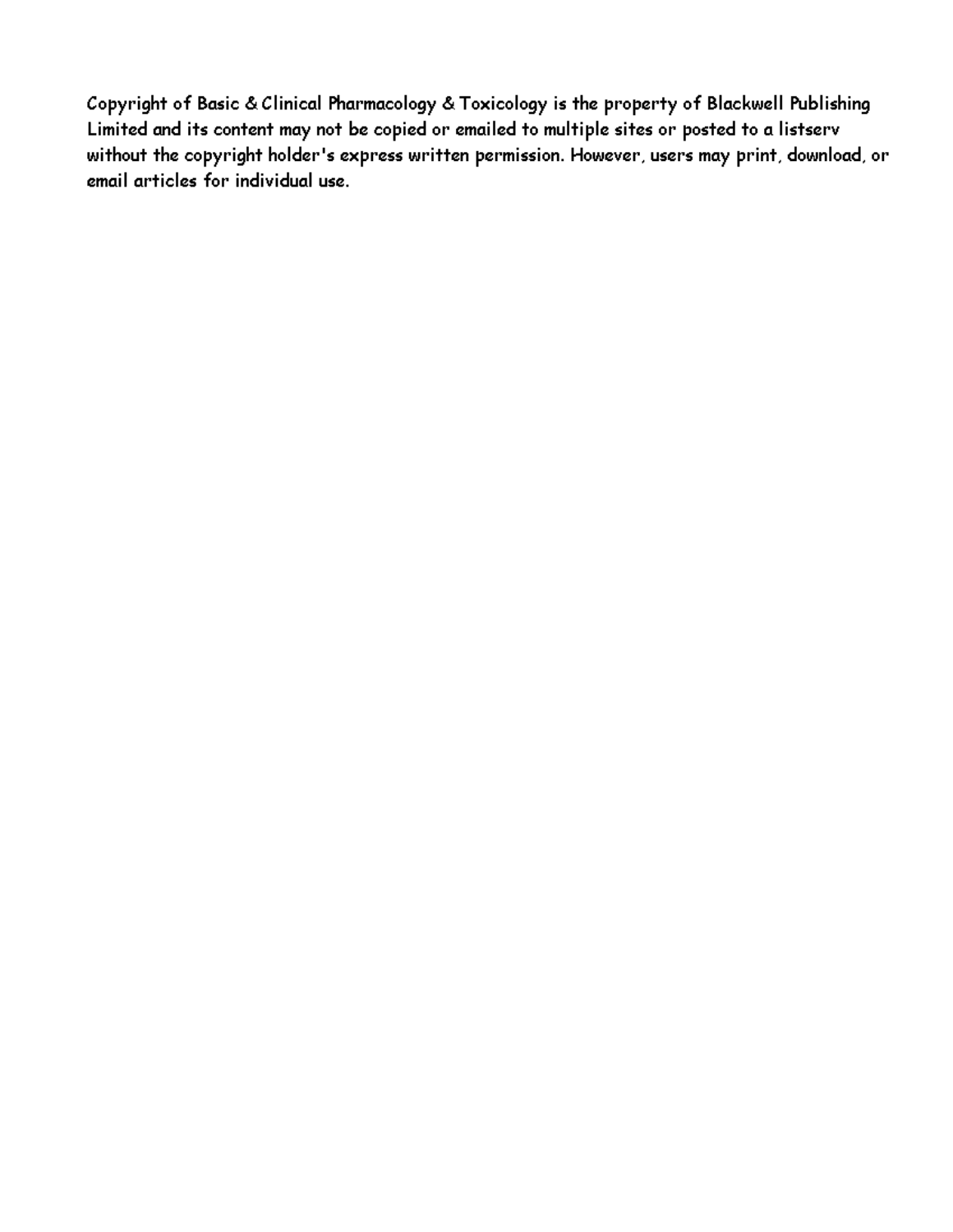Copyright of Basic & Clinical Pharmacology & Toxicology is the property of Blackwell Publishing Limited and its content may not be copied or emailed to multiple sites or posted to a listserv without the copyright holder's express written permission. However, users may print, download, or email articles for individual use.